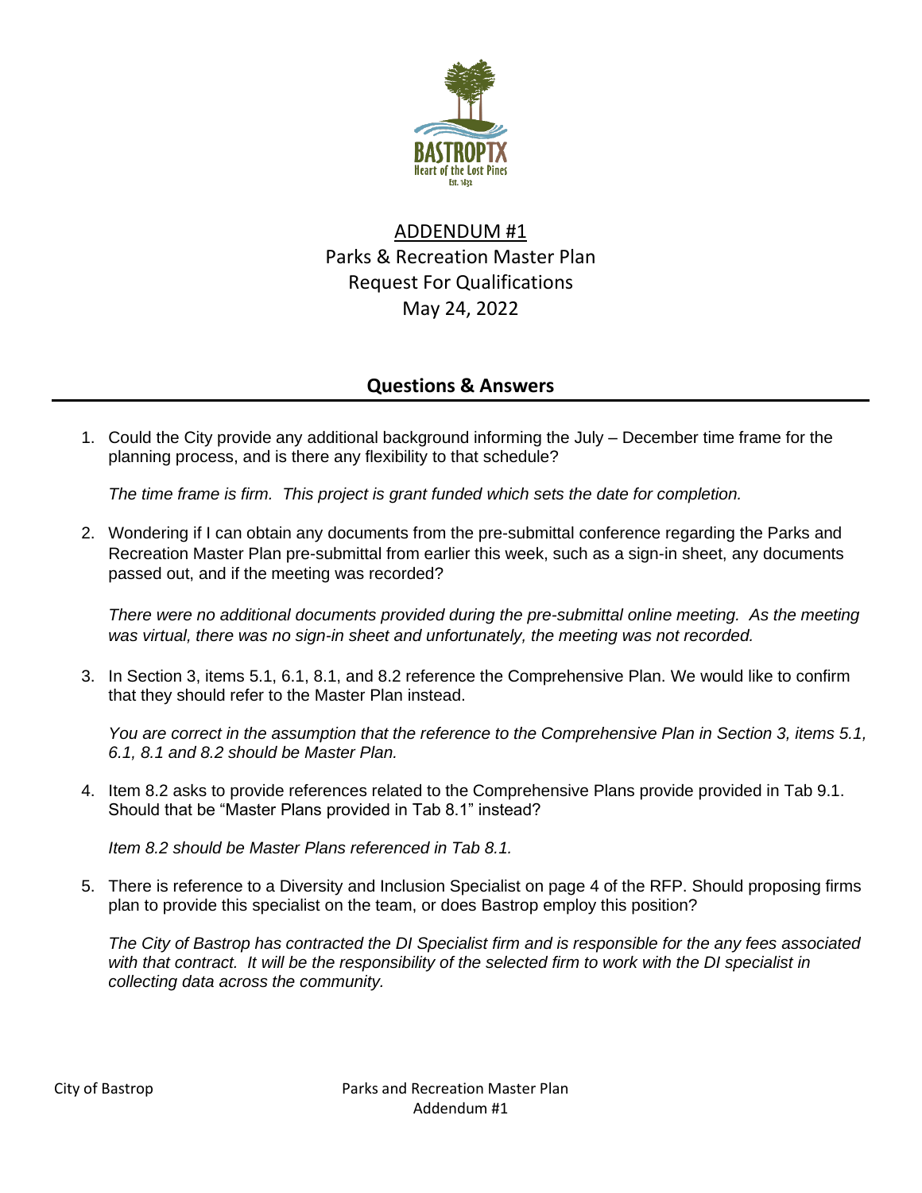# ADDENDUM #1

## Parks & Recreation Master Plan
## Request For Qualifications
## May 24, 2022

## Questions & Answers

1. Could the City provide any additional background informing the July – December time frame for the planning process, and is there any flexibility to that schedule?

   *The time frame is firm. This project is grant funded which sets the date for completion.*

2. Wondering if I can obtain any documents from the pre-submittal conference regarding the Parks and Recreation Master Plan pre-submittal from earlier this week, such as a sign-in sheet, any documents passed out, and if the meeting was recorded?

   *There were no additional documents provided during the pre-submittal online meeting. As the meeting was virtual, there was no sign-in sheet and unfortunately, the meeting was not recorded.*

3. In Section 3, items 5.1, 6.1, 8.1, and 8.2 reference the Comprehensive Plan. We would like to confirm that they should refer to the Master Plan instead.

   *You are correct in the assumption that the reference to the Comprehensive Plan in Section 3, items 5.1, 6.1, 8.1 and 8.2 should be Master Plan.*

4. Item 8.2 asks to provide references related to the Comprehensive Plans provide provided in Tab 9.1. Should that be "Master Plans provided in Tab 8.1" instead?

   *Item 8.2 should be Master Plans referenced in Tab 8.1.*

5. There is reference to a Diversity and Inclusion Specialist on page 4 of the RFP. Should proposing firms plan to provide this specialist on the team, or does Bastrop employ this position?

   *The City of Bastrop has contracted the DI Specialist firm and is responsible for the any fees associated with that contract. It will be the responsibility of the selected firm to work with the DI specialist in collecting data across the community.*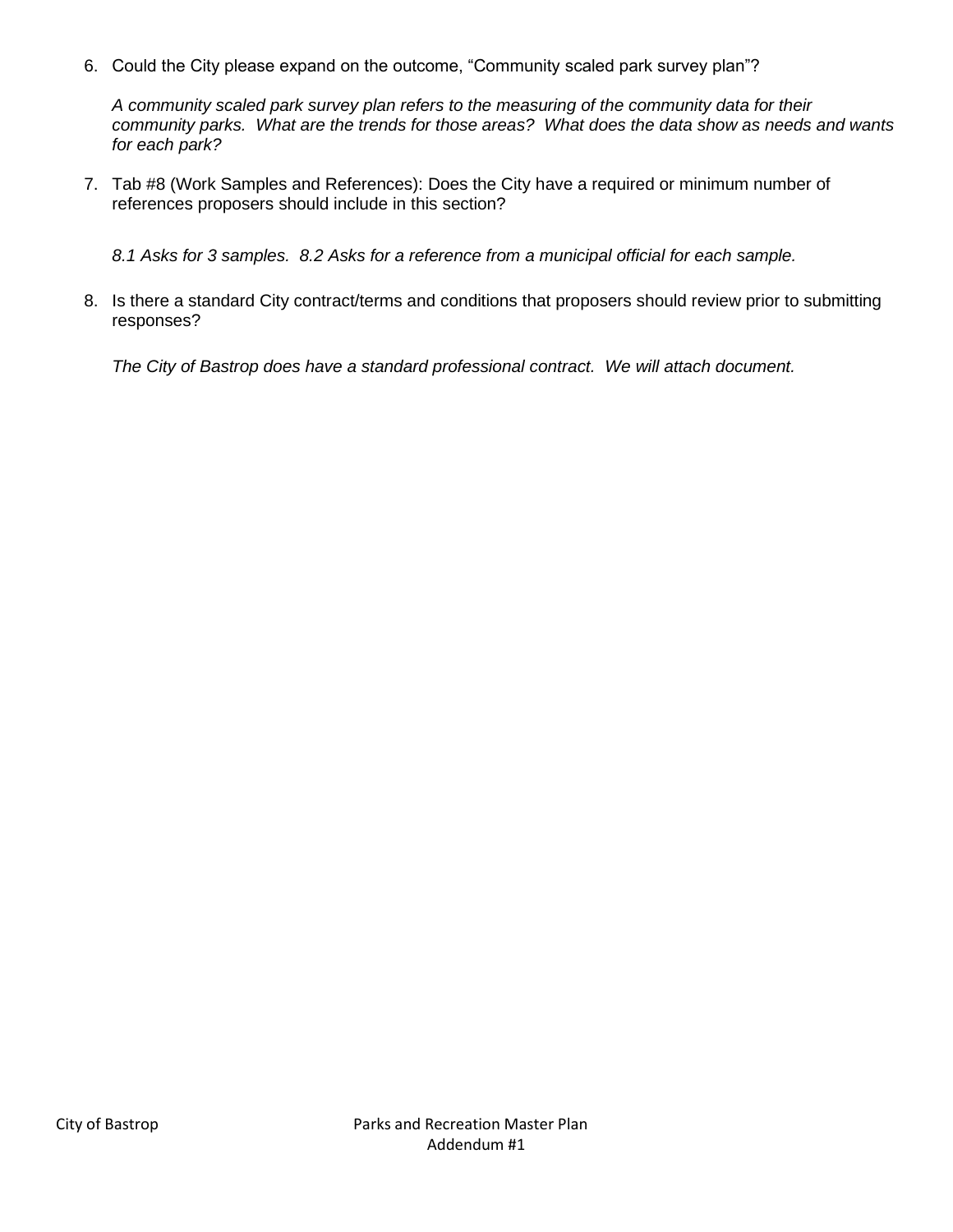6. Could the City please expand on the outcome, "Community scaled park survey plan"?

   *A community scaled park survey plan refers to the measuring of the community data for their community parks. What are the trends for those areas? What does the data show as needs and wants for each park?*

7. Tab #8 (Work Samples and References): Does the City have a required or minimum number of references proposers should include in this section?

   *8.1 Asks for 3 samples. 8.2 Asks for a reference from a municipal official for each sample.*

8. Is there a standard City contract/terms and conditions that proposers should review prior to submitting responses?

   *The City of Bastrop does have a standard professional contract. We will attach document.*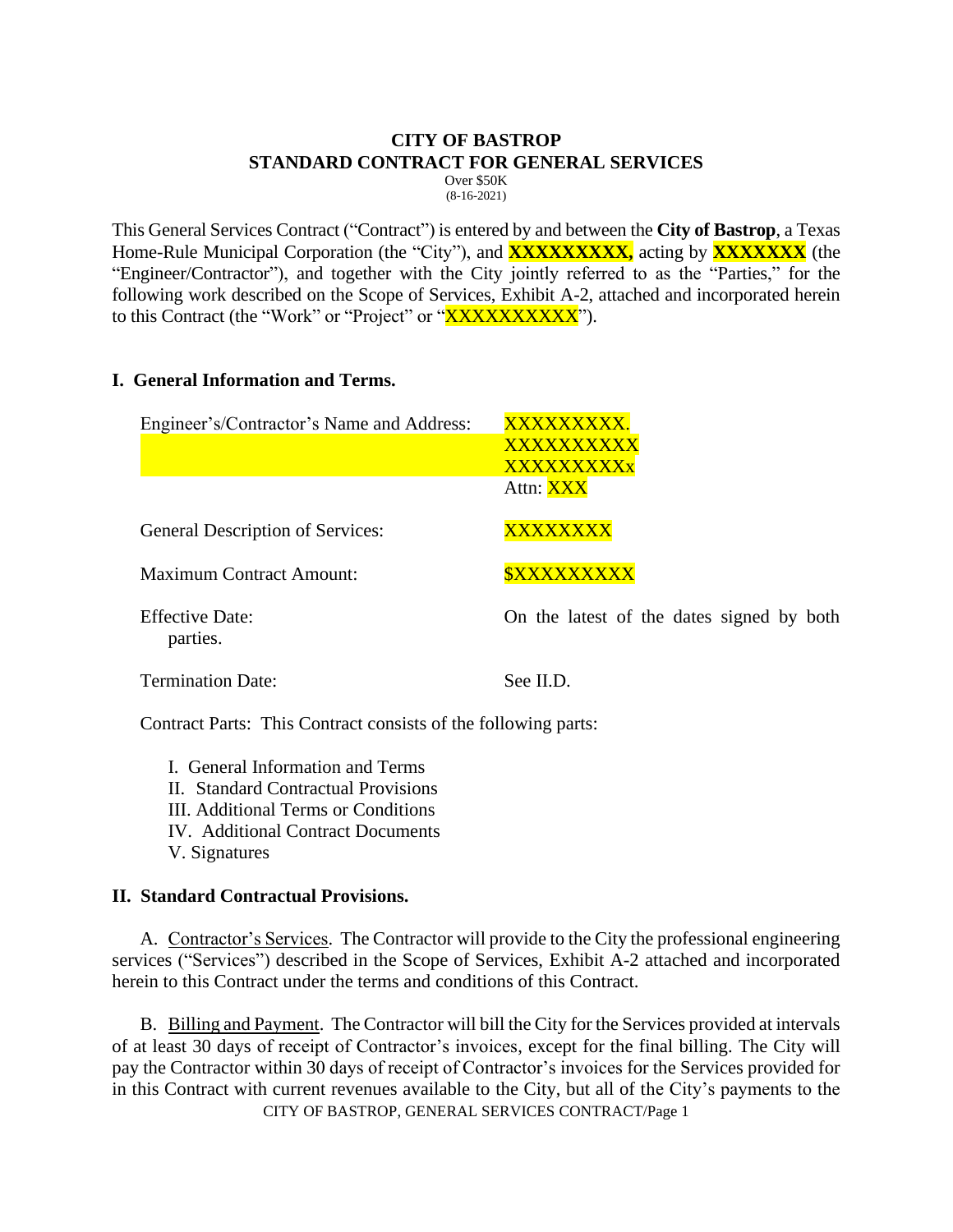# CITY OF BASTROP
## STANDARD CONTRACT FOR GENERAL SERVICES

Over $50K
(8-16-2021)

This General Services Contract ("Contract") is entered by and between the **City of Bastrop**, a Texas Home-Rule Municipal Corporation (the "City"), and **XXXXXXXXX,** acting by **XXXXXXX** (the "Engineer/Contractor"), and together with the City jointly referred to as the "Parties," for the following work described on the Scope of Services, Exhibit A-2, attached and incorporated herein to this Contract (the "Work" or "Project" or "XXXXXXXXXX").

## I. General Information and Terms.

| | |
|---|---|
| Engineer's/Contractor's Name and Address: | XXXXXXXXX.<br>XXXXXXXXXX<br>XXXXXXXXXx<br>Attn: XXX |
| General Description of Services: | XXXXXXXX |
| Maximum Contract Amount: | $XXXXXXXXX |
| Effective Date: | On the latest of the dates signed by both parties. |
| Termination Date: | See II.D. |

Contract Parts: This Contract consists of the following parts:

I. General Information and Terms
II. Standard Contractual Provisions
III. Additional Terms or Conditions
IV. Additional Contract Documents
V. Signatures

## II. Standard Contractual Provisions.

A. Contractor's Services. The Contractor will provide to the City the professional engineering services ("Services") described in the Scope of Services, Exhibit A-2 attached and incorporated herein to this Contract under the terms and conditions of this Contract.

B. Billing and Payment. The Contractor will bill the City for the Services provided at intervals of at least 30 days of receipt of Contractor's invoices, except for the final billing. The City will pay the Contractor within 30 days of receipt of Contractor's invoices for the Services provided for in this Contract with current revenues available to the City, but all of the City's payments to the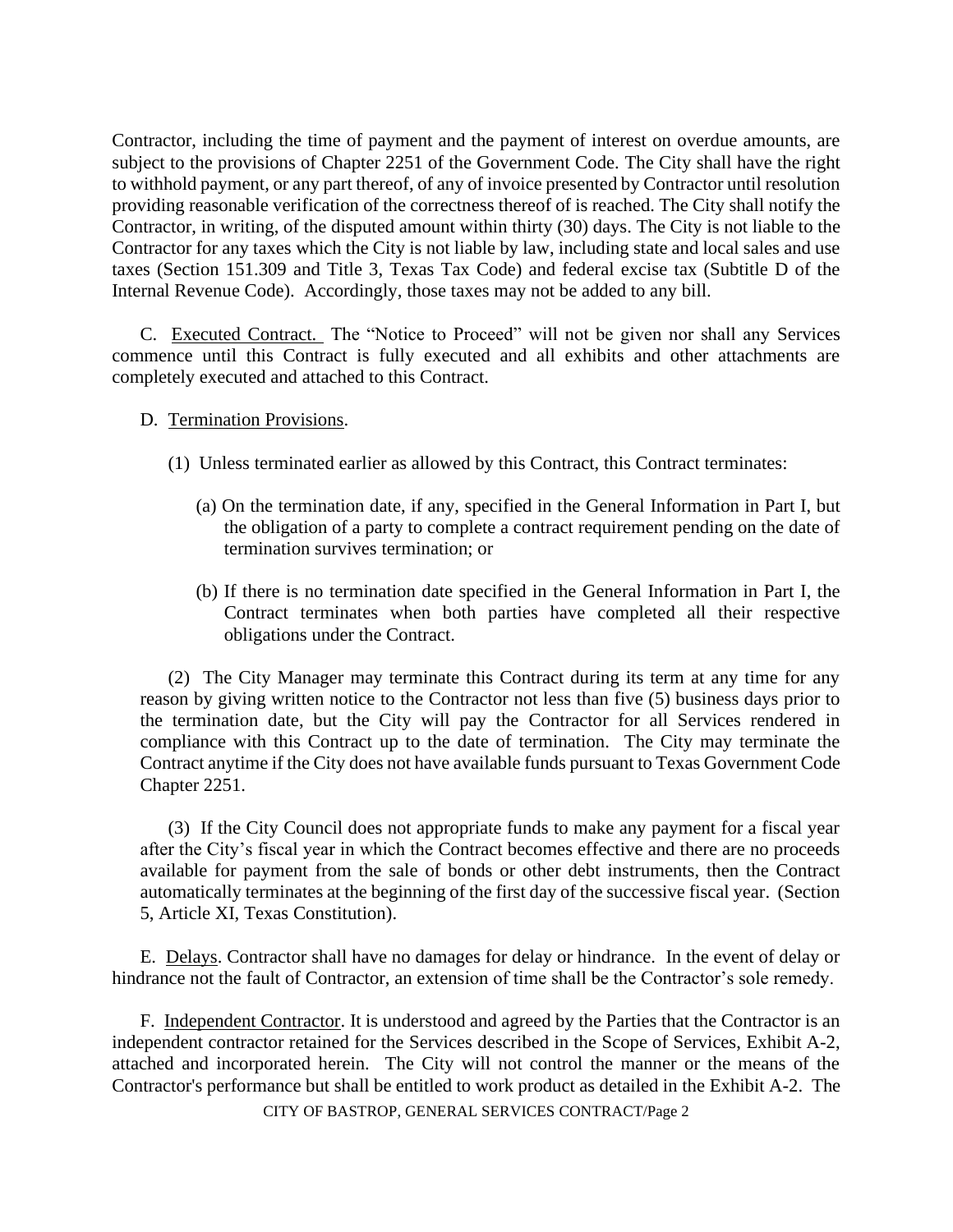Contractor, including the time of payment and the payment of interest on overdue amounts, are subject to the provisions of Chapter 2251 of the Government Code. The City shall have the right to withhold payment, or any part thereof, of any of invoice presented by Contractor until resolution providing reasonable verification of the correctness thereof of is reached. The City shall notify the Contractor, in writing, of the disputed amount within thirty (30) days. The City is not liable to the Contractor for any taxes which the City is not liable by law, including state and local sales and use taxes (Section 151.309 and Title 3, Texas Tax Code) and federal excise tax (Subtitle D of the Internal Revenue Code). Accordingly, those taxes may not be added to any bill.

C. Executed Contract. The "Notice to Proceed" will not be given nor shall any Services commence until this Contract is fully executed and all exhibits and other attachments are completely executed and attached to this Contract.

D. Termination Provisions.

(1) Unless terminated earlier as allowed by this Contract, this Contract terminates:

(a) On the termination date, if any, specified in the General Information in Part I, but the obligation of a party to complete a contract requirement pending on the date of termination survives termination; or

(b) If there is no termination date specified in the General Information in Part I, the Contract terminates when both parties have completed all their respective obligations under the Contract.

(2) The City Manager may terminate this Contract during its term at any time for any reason by giving written notice to the Contractor not less than five (5) business days prior to the termination date, but the City will pay the Contractor for all Services rendered in compliance with this Contract up to the date of termination. The City may terminate the Contract anytime if the City does not have available funds pursuant to Texas Government Code Chapter 2251.

(3) If the City Council does not appropriate funds to make any payment for a fiscal year after the City's fiscal year in which the Contract becomes effective and there are no proceeds available for payment from the sale of bonds or other debt instruments, then the Contract automatically terminates at the beginning of the first day of the successive fiscal year. (Section 5, Article XI, Texas Constitution).

E. Delays. Contractor shall have no damages for delay or hindrance. In the event of delay or hindrance not the fault of Contractor, an extension of time shall be the Contractor's sole remedy.

F. Independent Contractor. It is understood and agreed by the Parties that the Contractor is an independent contractor retained for the Services described in the Scope of Services, Exhibit A-2, attached and incorporated herein. The City will not control the manner or the means of the Contractor's performance but shall be entitled to work product as detailed in the Exhibit A-2. The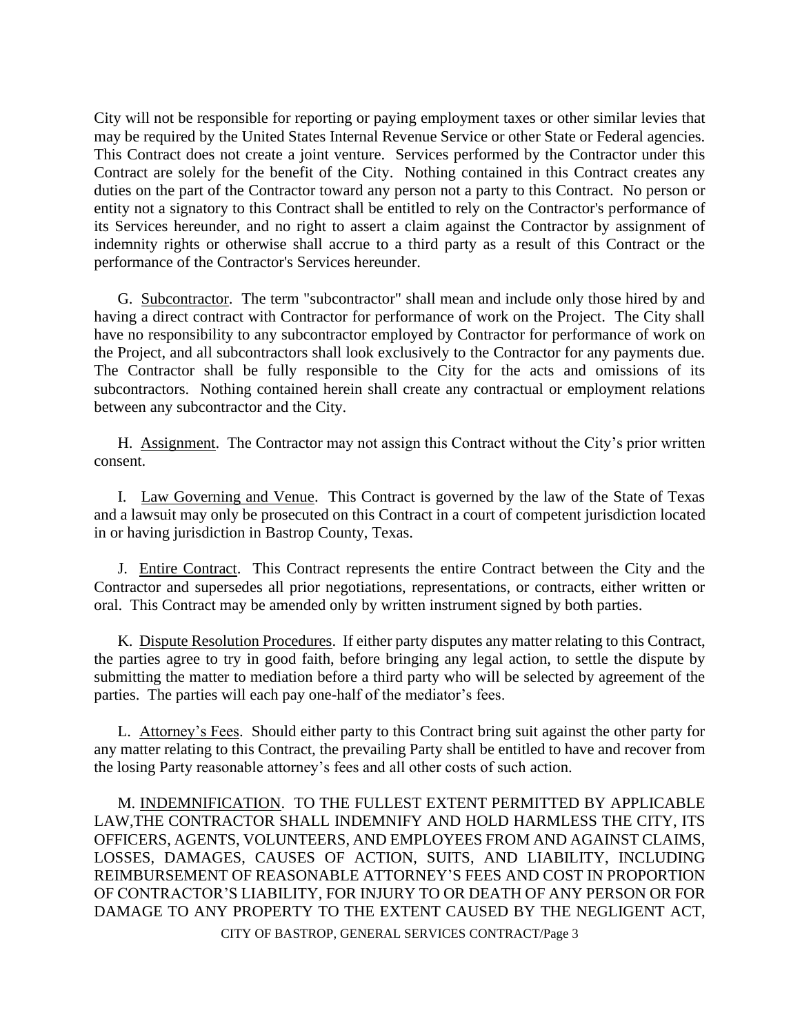City will not be responsible for reporting or paying employment taxes or other similar levies that may be required by the United States Internal Revenue Service or other State or Federal agencies. This Contract does not create a joint venture. Services performed by the Contractor under this Contract are solely for the benefit of the City. Nothing contained in this Contract creates any duties on the part of the Contractor toward any person not a party to this Contract. No person or entity not a signatory to this Contract shall be entitled to rely on the Contractor's performance of its Services hereunder, and no right to assert a claim against the Contractor by assignment of indemnity rights or otherwise shall accrue to a third party as a result of this Contract or the performance of the Contractor's Services hereunder.

G. Subcontractor. The term "subcontractor" shall mean and include only those hired by and having a direct contract with Contractor for performance of work on the Project. The City shall have no responsibility to any subcontractor employed by Contractor for performance of work on the Project, and all subcontractors shall look exclusively to the Contractor for any payments due. The Contractor shall be fully responsible to the City for the acts and omissions of its subcontractors. Nothing contained herein shall create any contractual or employment relations between any subcontractor and the City.

H. Assignment. The Contractor may not assign this Contract without the City's prior written consent.

I. Law Governing and Venue. This Contract is governed by the law of the State of Texas and a lawsuit may only be prosecuted on this Contract in a court of competent jurisdiction located in or having jurisdiction in Bastrop County, Texas.

J. Entire Contract. This Contract represents the entire Contract between the City and the Contractor and supersedes all prior negotiations, representations, or contracts, either written or oral. This Contract may be amended only by written instrument signed by both parties.

K. Dispute Resolution Procedures. If either party disputes any matter relating to this Contract, the parties agree to try in good faith, before bringing any legal action, to settle the dispute by submitting the matter to mediation before a third party who will be selected by agreement of the parties. The parties will each pay one-half of the mediator's fees.

L. Attorney's Fees. Should either party to this Contract bring suit against the other party for any matter relating to this Contract, the prevailing Party shall be entitled to have and recover from the losing Party reasonable attorney's fees and all other costs of such action.

M. INDEMNIFICATION. TO THE FULLEST EXTENT PERMITTED BY APPLICABLE LAW,THE CONTRACTOR SHALL INDEMNIFY AND HOLD HARMLESS THE CITY, ITS OFFICERS, AGENTS, VOLUNTEERS, AND EMPLOYEES FROM AND AGAINST CLAIMS, LOSSES, DAMAGES, CAUSES OF ACTION, SUITS, AND LIABILITY, INCLUDING REIMBURSEMENT OF REASONABLE ATTORNEY'S FEES AND COST IN PROPORTION OF CONTRACTOR'S LIABILITY, FOR INJURY TO OR DEATH OF ANY PERSON OR FOR DAMAGE TO ANY PROPERTY TO THE EXTENT CAUSED BY THE NEGLIGENT ACT,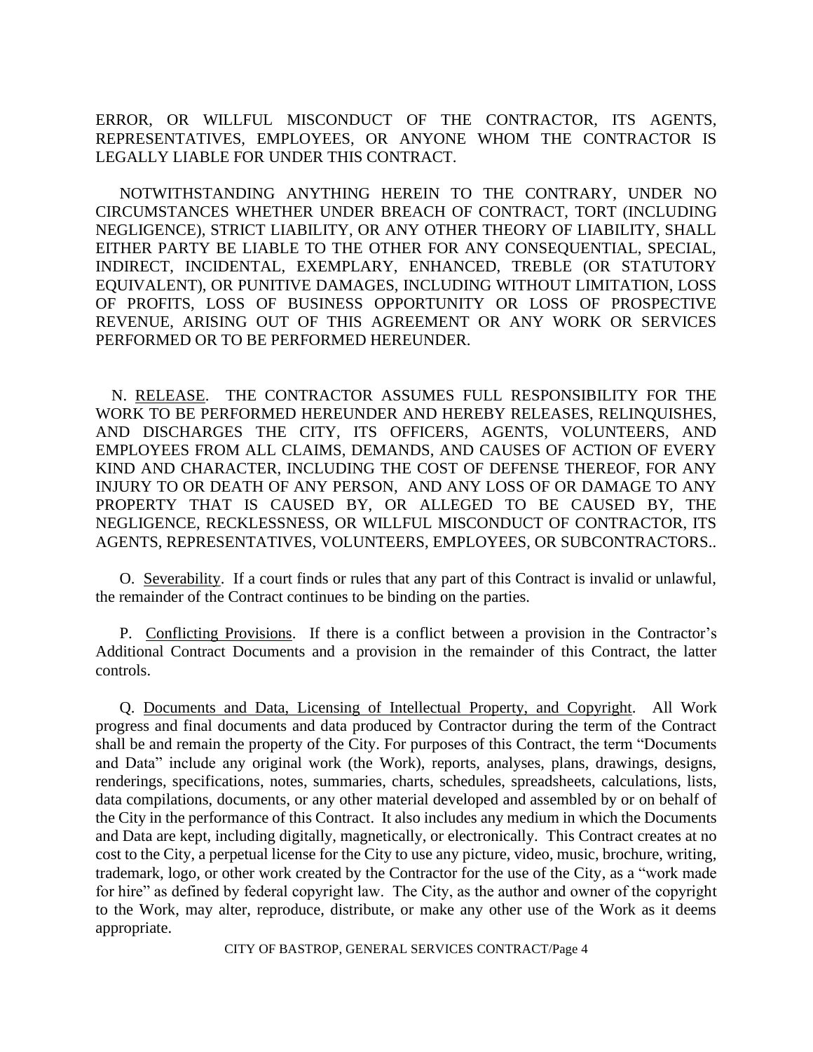ERROR, OR WILLFUL MISCONDUCT OF THE CONTRACTOR, ITS AGENTS, REPRESENTATIVES, EMPLOYEES, OR ANYONE WHOM THE CONTRACTOR IS LEGALLY LIABLE FOR UNDER THIS CONTRACT.

NOTWITHSTANDING ANYTHING HEREIN TO THE CONTRARY, UNDER NO CIRCUMSTANCES WHETHER UNDER BREACH OF CONTRACT, TORT (INCLUDING NEGLIGENCE), STRICT LIABILITY, OR ANY OTHER THEORY OF LIABILITY, SHALL EITHER PARTY BE LIABLE TO THE OTHER FOR ANY CONSEQUENTIAL, SPECIAL, INDIRECT, INCIDENTAL, EXEMPLARY, ENHANCED, TREBLE (OR STATUTORY EQUIVALENT), OR PUNITIVE DAMAGES, INCLUDING WITHOUT LIMITATION, LOSS OF PROFITS, LOSS OF BUSINESS OPPORTUNITY OR LOSS OF PROSPECTIVE REVENUE, ARISING OUT OF THIS AGREEMENT OR ANY WORK OR SERVICES PERFORMED OR TO BE PERFORMED HEREUNDER.

N. RELEASE. THE CONTRACTOR ASSUMES FULL RESPONSIBILITY FOR THE WORK TO BE PERFORMED HEREUNDER AND HEREBY RELEASES, RELINQUISHES, AND DISCHARGES THE CITY, ITS OFFICERS, AGENTS, VOLUNTEERS, AND EMPLOYEES FROM ALL CLAIMS, DEMANDS, AND CAUSES OF ACTION OF EVERY KIND AND CHARACTER, INCLUDING THE COST OF DEFENSE THEREOF, FOR ANY INJURY TO OR DEATH OF ANY PERSON, AND ANY LOSS OF OR DAMAGE TO ANY PROPERTY THAT IS CAUSED BY, OR ALLEGED TO BE CAUSED BY, THE NEGLIGENCE, RECKLESSNESS, OR WILLFUL MISCONDUCT OF CONTRACTOR, ITS AGENTS, REPRESENTATIVES, VOLUNTEERS, EMPLOYEES, OR SUBCONTRACTORS..

O. Severability. If a court finds or rules that any part of this Contract is invalid or unlawful, the remainder of the Contract continues to be binding on the parties.

P. Conflicting Provisions. If there is a conflict between a provision in the Contractor's Additional Contract Documents and a provision in the remainder of this Contract, the latter controls.

Q. Documents and Data, Licensing of Intellectual Property, and Copyright. All Work progress and final documents and data produced by Contractor during the term of the Contract shall be and remain the property of the City. For purposes of this Contract, the term "Documents and Data" include any original work (the Work), reports, analyses, plans, drawings, designs, renderings, specifications, notes, summaries, charts, schedules, spreadsheets, calculations, lists, data compilations, documents, or any other material developed and assembled by or on behalf of the City in the performance of this Contract. It also includes any medium in which the Documents and Data are kept, including digitally, magnetically, or electronically. This Contract creates at no cost to the City, a perpetual license for the City to use any picture, video, music, brochure, writing, trademark, logo, or other work created by the Contractor for the use of the City, as a "work made for hire" as defined by federal copyright law. The City, as the author and owner of the copyright to the Work, may alter, reproduce, distribute, or make any other use of the Work as it deems appropriate.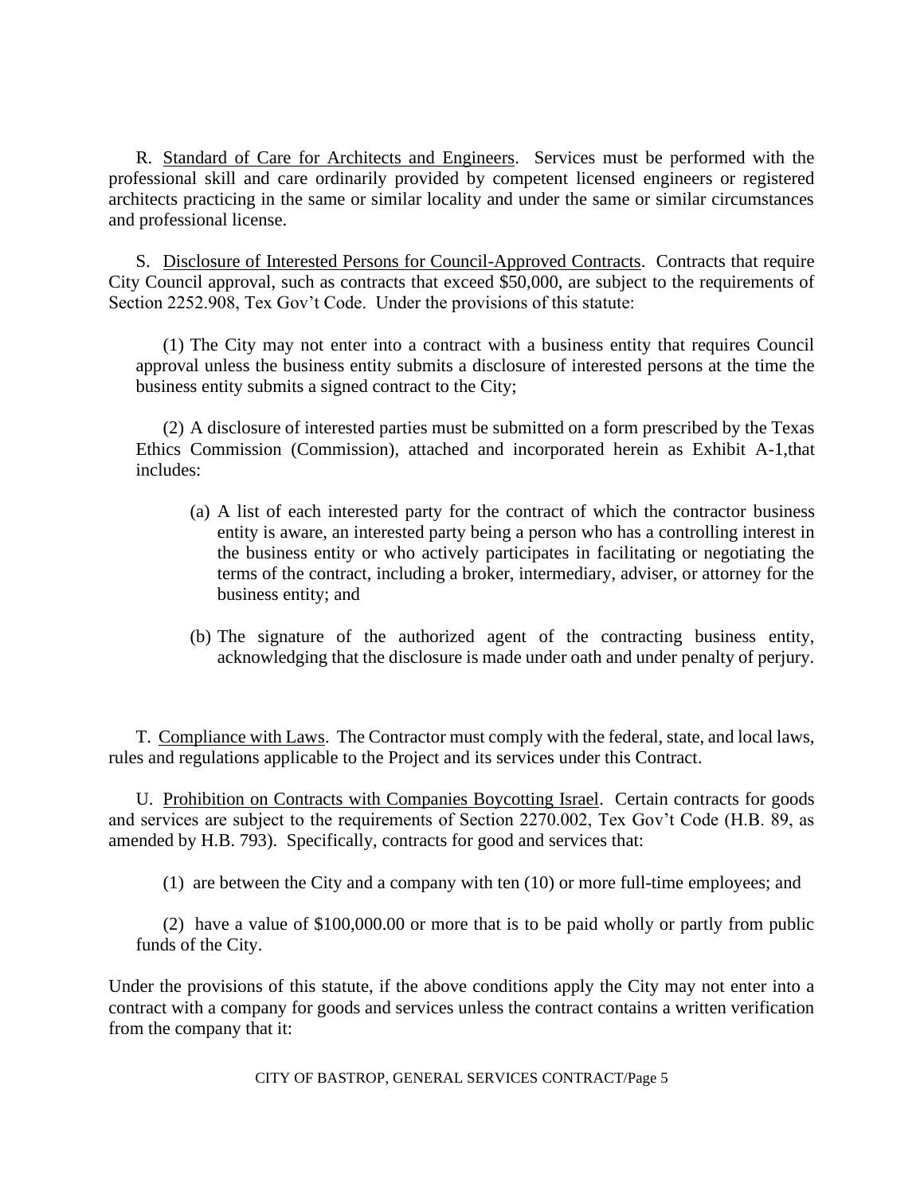R. Standard of Care for Architects and Engineers. Services must be performed with the professional skill and care ordinarily provided by competent licensed engineers or registered architects practicing in the same or similar locality and under the same or similar circumstances and professional license.

S. Disclosure of Interested Persons for Council-Approved Contracts. Contracts that require City Council approval, such as contracts that exceed $50,000, are subject to the requirements of Section 2252.908, Tex Gov't Code. Under the provisions of this statute:

(1) The City may not enter into a contract with a business entity that requires Council approval unless the business entity submits a disclosure of interested persons at the time the business entity submits a signed contract to the City;

(2) A disclosure of interested parties must be submitted on a form prescribed by the Texas Ethics Commission (Commission), attached and incorporated herein as Exhibit A-1,that includes:

(a) A list of each interested party for the contract of which the contractor business entity is aware, an interested party being a person who has a controlling interest in the business entity or who actively participates in facilitating or negotiating the terms of the contract, including a broker, intermediary, adviser, or attorney for the business entity; and

(b) The signature of the authorized agent of the contracting business entity, acknowledging that the disclosure is made under oath and under penalty of perjury.

T. Compliance with Laws. The Contractor must comply with the federal, state, and local laws, rules and regulations applicable to the Project and its services under this Contract.

U. Prohibition on Contracts with Companies Boycotting Israel. Certain contracts for goods and services are subject to the requirements of Section 2270.002, Tex Gov't Code (H.B. 89, as amended by H.B. 793). Specifically, contracts for good and services that:

(1) are between the City and a company with ten (10) or more full-time employees; and

(2) have a value of $100,000.00 or more that is to be paid wholly or partly from public funds of the City.

Under the provisions of this statute, if the above conditions apply the City may not enter into a contract with a company for goods and services unless the contract contains a written verification from the company that it: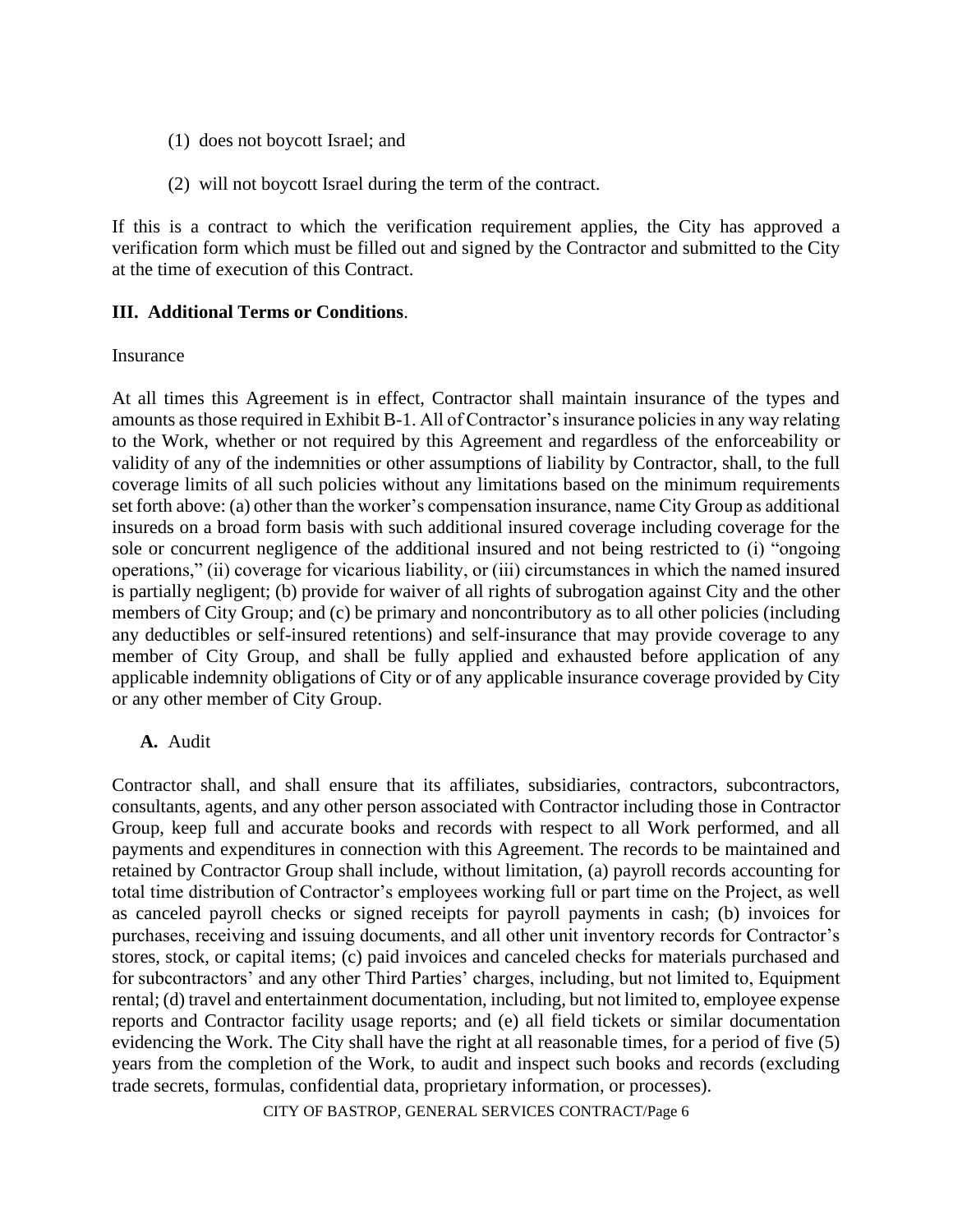(1) does not boycott Israel; and

(2) will not boycott Israel during the term of the contract.

If this is a contract to which the verification requirement applies, the City has approved a verification form which must be filled out and signed by the Contractor and submitted to the City at the time of execution of this Contract.

## III. Additional Terms or Conditions.

Insurance

At all times this Agreement is in effect, Contractor shall maintain insurance of the types and amounts as those required in Exhibit B-1. All of Contractor's insurance policies in any way relating to the Work, whether or not required by this Agreement and regardless of the enforceability or validity of any of the indemnities or other assumptions of liability by Contractor, shall, to the full coverage limits of all such policies without any limitations based on the minimum requirements set forth above: (a) other than the worker's compensation insurance, name City Group as additional insureds on a broad form basis with such additional insured coverage including coverage for the sole or concurrent negligence of the additional insured and not being restricted to (i) "ongoing operations," (ii) coverage for vicarious liability, or (iii) circumstances in which the named insured is partially negligent; (b) provide for waiver of all rights of subrogation against City and the other members of City Group; and (c) be primary and noncontributory as to all other policies (including any deductibles or self-insured retentions) and self-insurance that may provide coverage to any member of City Group, and shall be fully applied and exhausted before application of any applicable indemnity obligations of City or of any applicable insurance coverage provided by City or any other member of City Group.

**A.** Audit

Contractor shall, and shall ensure that its affiliates, subsidiaries, contractors, subcontractors, consultants, agents, and any other person associated with Contractor including those in Contractor Group, keep full and accurate books and records with respect to all Work performed, and all payments and expenditures in connection with this Agreement. The records to be maintained and retained by Contractor Group shall include, without limitation, (a) payroll records accounting for total time distribution of Contractor's employees working full or part time on the Project, as well as canceled payroll checks or signed receipts for payroll payments in cash; (b) invoices for purchases, receiving and issuing documents, and all other unit inventory records for Contractor's stores, stock, or capital items; (c) paid invoices and canceled checks for materials purchased and for subcontractors' and any other Third Parties' charges, including, but not limited to, Equipment rental; (d) travel and entertainment documentation, including, but not limited to, employee expense reports and Contractor facility usage reports; and (e) all field tickets or similar documentation evidencing the Work. The City shall have the right at all reasonable times, for a period of five (5) years from the completion of the Work, to audit and inspect such books and records (excluding trade secrets, formulas, confidential data, proprietary information, or processes).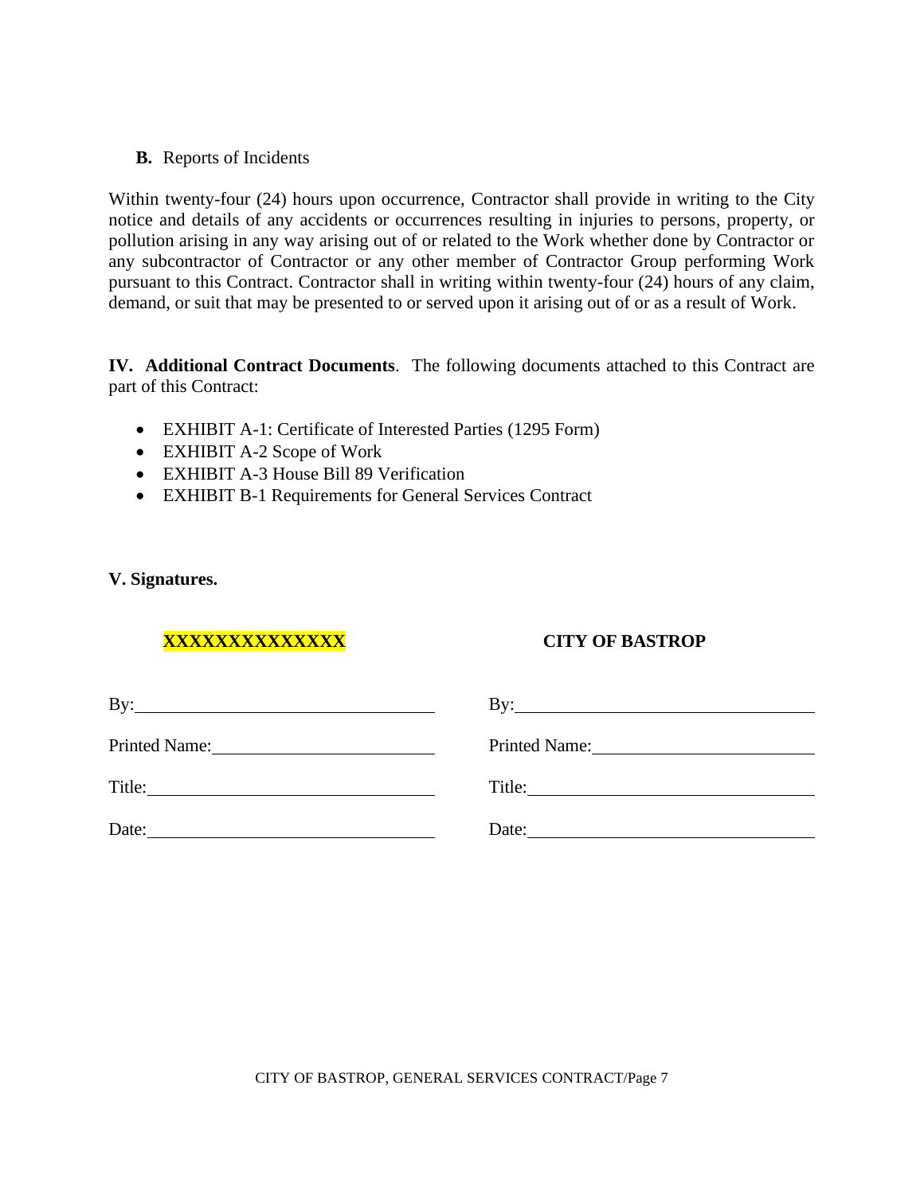**B.** Reports of Incidents

Within twenty-four (24) hours upon occurrence, Contractor shall provide in writing to the City notice and details of any accidents or occurrences resulting in injuries to persons, property, or pollution arising in any way arising out of or related to the Work whether done by Contractor or any subcontractor of Contractor or any other member of Contractor Group performing Work pursuant to this Contract. Contractor shall in writing within twenty-four (24) hours of any claim, demand, or suit that may be presented to or served upon it arising out of or as a result of Work.

**IV. Additional Contract Documents**. The following documents attached to this Contract are part of this Contract:

- EXHIBIT A-1: Certificate of Interested Parties (1295 Form)
- EXHIBIT A-2 Scope of Work
- EXHIBIT A-3 House Bill 89 Verification
- EXHIBIT B-1 Requirements for General Services Contract

**V. Signatures.**

| **XXXXXXXXXXXXXX** | **CITY OF BASTROP** |
|---|---|
| By:\_\_\_\_\_\_\_\_\_\_\_\_\_\_\_\_\_\_\_\_\_\_\_\_ | By:\_\_\_\_\_\_\_\_\_\_\_\_\_\_\_\_\_\_\_\_\_\_\_\_ |
| Printed Name:\_\_\_\_\_\_\_\_\_\_\_\_\_\_\_\_\_\_ | Printed Name:\_\_\_\_\_\_\_\_\_\_\_\_\_\_\_\_\_\_ |
| Title:\_\_\_\_\_\_\_\_\_\_\_\_\_\_\_\_\_\_\_\_\_\_\_ | Title:\_\_\_\_\_\_\_\_\_\_\_\_\_\_\_\_\_\_\_\_\_\_\_ |
| Date:\_\_\_\_\_\_\_\_\_\_\_\_\_\_\_\_\_\_\_\_\_\_\_ | Date:\_\_\_\_\_\_\_\_\_\_\_\_\_\_\_\_\_\_\_\_\_\_\_ |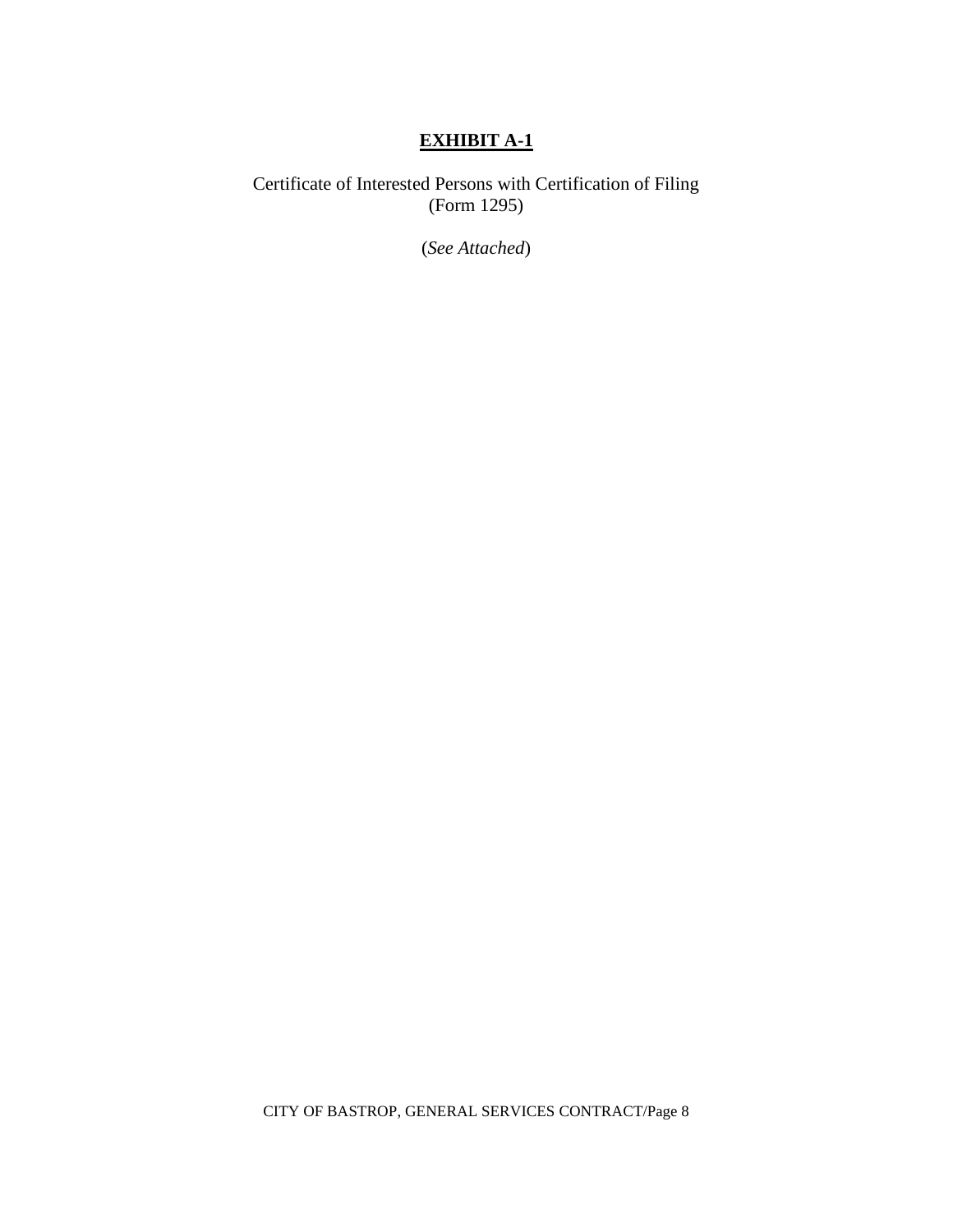# **EXHIBIT A-1**

Certificate of Interested Persons with Certification of Filing
(Form 1295)

(*See Attached*)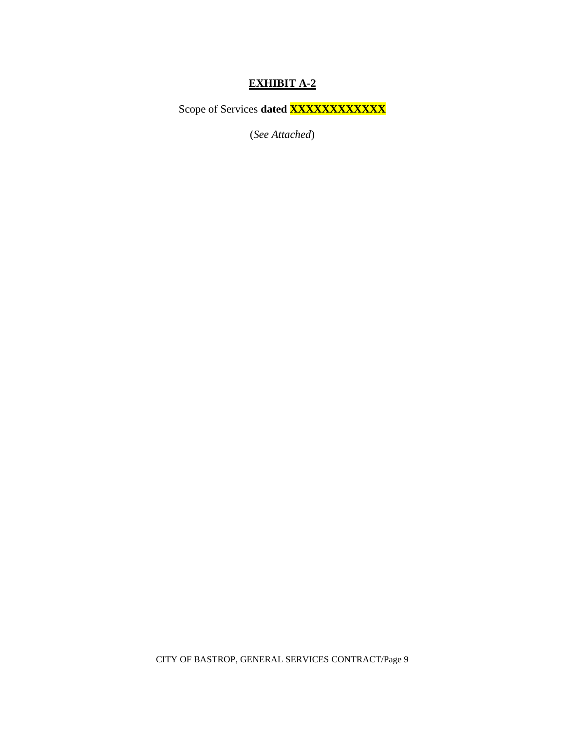# **EXHIBIT A-2**

Scope of Services **dated XXXXXXXXXXXX**

(*See Attached*)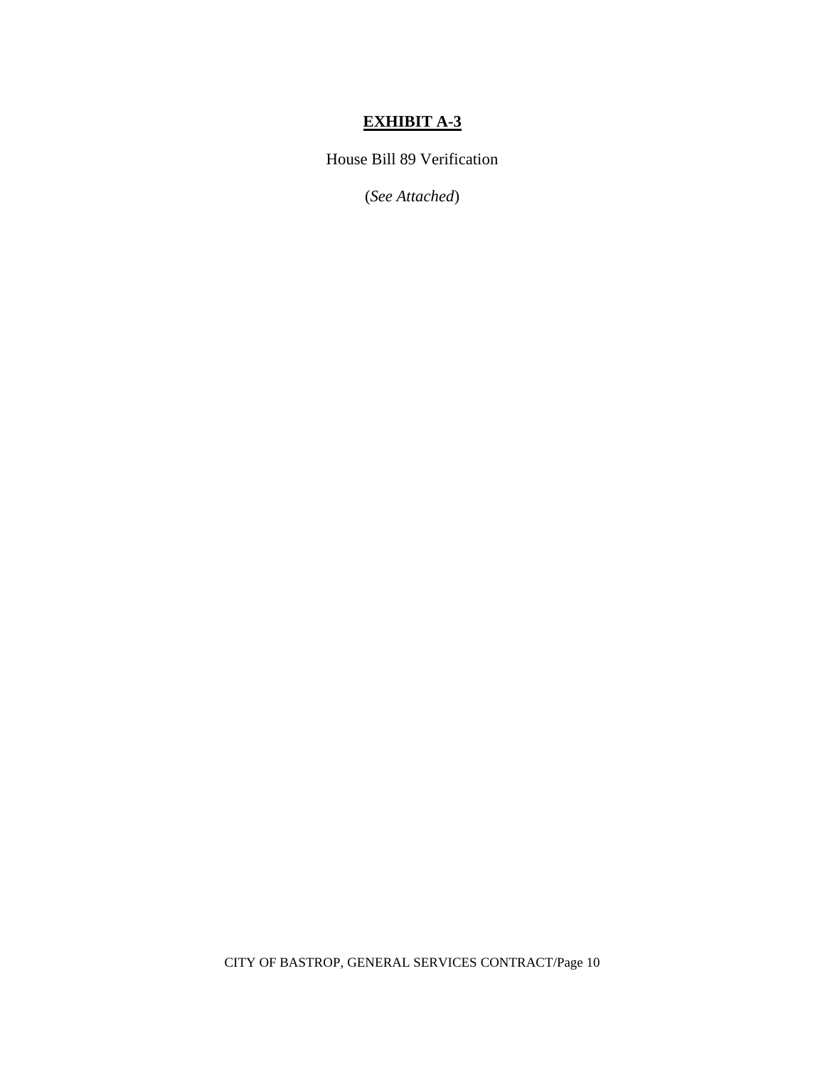# **EXHIBIT A-3**

House Bill 89 Verification

(*See Attached*)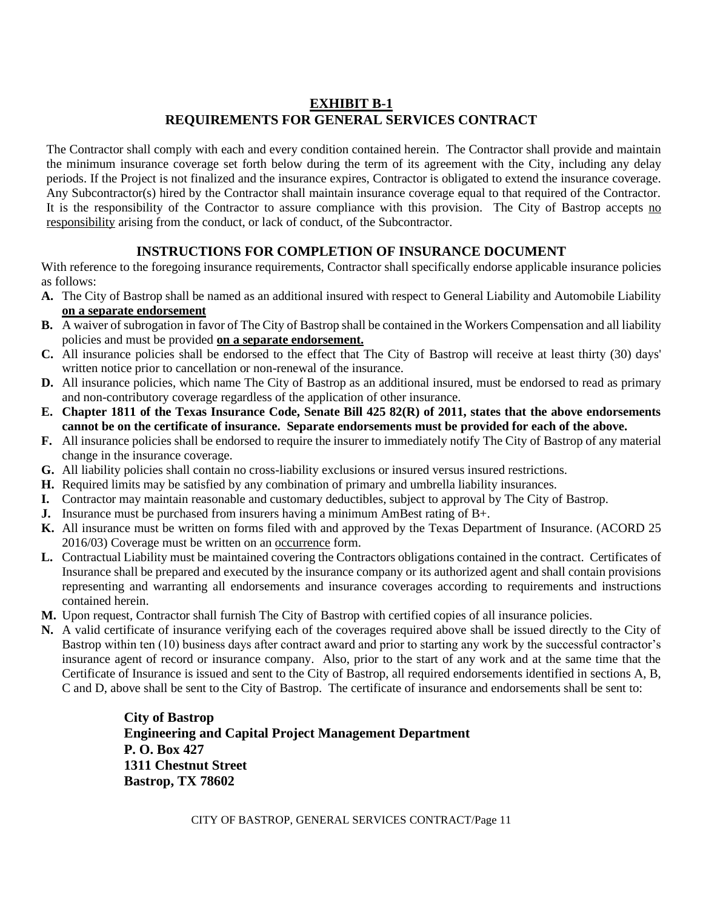# EXHIBIT B-1

## REQUIREMENTS FOR GENERAL SERVICES CONTRACT

The Contractor shall comply with each and every condition contained herein. The Contractor shall provide and maintain the minimum insurance coverage set forth below during the term of its agreement with the City, including any delay periods. If the Project is not finalized and the insurance expires, Contractor is obligated to extend the insurance coverage. Any Subcontractor(s) hired by the Contractor shall maintain insurance coverage equal to that required of the Contractor. It is the responsibility of the Contractor to assure compliance with this provision. The City of Bastrop accepts no responsibility arising from the conduct, or lack of conduct, of the Subcontractor.

## INSTRUCTIONS FOR COMPLETION OF INSURANCE DOCUMENT

With reference to the foregoing insurance requirements, Contractor shall specifically endorse applicable insurance policies as follows:

**A.** The City of Bastrop shall be named as an additional insured with respect to General Liability and Automobile Liability **on a separate endorsement**

**B.** A waiver of subrogation in favor of The City of Bastrop shall be contained in the Workers Compensation and all liability policies and must be provided **on a separate endorsement.**

**C.** All insurance policies shall be endorsed to the effect that The City of Bastrop will receive at least thirty (30) days' written notice prior to cancellation or non-renewal of the insurance.

**D.** All insurance policies, which name The City of Bastrop as an additional insured, must be endorsed to read as primary and non-contributory coverage regardless of the application of other insurance.

**E. Chapter 1811 of the Texas Insurance Code, Senate Bill 425 82(R) of 2011, states that the above endorsements cannot be on the certificate of insurance. Separate endorsements must be provided for each of the above.**

**F.** All insurance policies shall be endorsed to require the insurer to immediately notify The City of Bastrop of any material change in the insurance coverage.

**G.** All liability policies shall contain no cross-liability exclusions or insured versus insured restrictions.

**H.** Required limits may be satisfied by any combination of primary and umbrella liability insurances.

**I.** Contractor may maintain reasonable and customary deductibles, subject to approval by The City of Bastrop.

**J.** Insurance must be purchased from insurers having a minimum AmBest rating of B+.

**K.** All insurance must be written on forms filed with and approved by the Texas Department of Insurance. (ACORD 25 2016/03) Coverage must be written on an occurrence form.

**L.** Contractual Liability must be maintained covering the Contractors obligations contained in the contract. Certificates of Insurance shall be prepared and executed by the insurance company or its authorized agent and shall contain provisions representing and warranting all endorsements and insurance coverages according to requirements and instructions contained herein.

**M.** Upon request, Contractor shall furnish The City of Bastrop with certified copies of all insurance policies.

**N.** A valid certificate of insurance verifying each of the coverages required above shall be issued directly to the City of Bastrop within ten (10) business days after contract award and prior to starting any work by the successful contractor's insurance agent of record or insurance company. Also, prior to the start of any work and at the same time that the Certificate of Insurance is issued and sent to the City of Bastrop, all required endorsements identified in sections A, B, C and D, above shall be sent to the City of Bastrop. The certificate of insurance and endorsements shall be sent to:

> **City of Bastrop**
> **Engineering and Capital Project Management Department**
> **P. O. Box 427**
> **1311 Chestnut Street**
> **Bastrop, TX 78602**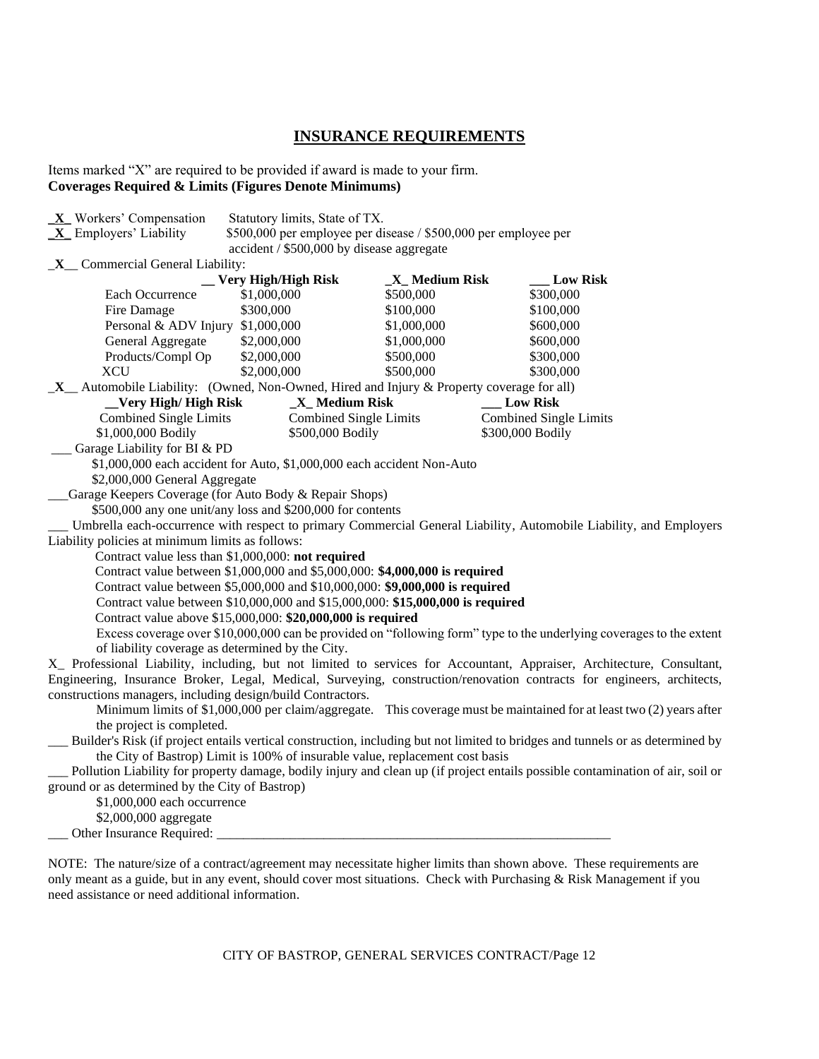# INSURANCE REQUIREMENTS

Items marked "X" are required to be provided if award is made to your firm.
**Coverages Required & Limits (Figures Denote Minimums)**

_**X**_ Workers' Compensation  Statutory limits, State of TX.

_**X**_ Employers' Liability  $500,000 per employee per disease / $500,000 per employee per accident / $500,000 by disease aggregate

_**X**__ Commercial General Liability:

| | __ **Very High/High Risk** | _**X**_ **Medium Risk** | ___ **Low Risk** |
|---|---|---|---|
| Each Occurrence | $1,000,000 | $500,000 | $300,000 |
| Fire Damage | $300,000 | $100,000 | $100,000 |
| Personal & ADV Injury | $1,000,000 | $1,000,000 | $600,000 |
| General Aggregate | $2,000,000 | $1,000,000 | $600,000 |
| Products/Compl Op | $2,000,000 | $500,000 | $300,000 |
| XCU | $2,000,000 | $500,000 | $300,000 |

_**X**__ Automobile Liability: (Owned, Non-Owned, Hired and Injury & Property coverage for all)

| __**Very High/ High Risk** | _**X**_ **Medium Risk** | ___ **Low Risk** |
|---|---|---|
| Combined Single Limits | Combined Single Limits | Combined Single Limits |
| $1,000,000 Bodily | $500,000 Bodily | $300,000 Bodily |

___ Garage Liability for BI & PD
$1,000,000 each accident for Auto, $1,000,000 each accident Non-Auto
$2,000,000 General Aggregate

___Garage Keepers Coverage (for Auto Body & Repair Shops)
$500,000 any one unit/any loss and $200,000 for contents

___ Umbrella each-occurrence with respect to primary Commercial General Liability, Automobile Liability, and Employers Liability policies at minimum limits as follows:

Contract value less than $1,000,000: **not required**
Contract value between $1,000,000 and $5,000,000: **$4,000,000 is required**
Contract value between $5,000,000 and $10,000,000: **$9,000,000 is required**
Contract value between $10,000,000 and $15,000,000: **$15,000,000 is required**
Contract value above $15,000,000: **$20,000,000 is required**
Excess coverage over $10,000,000 can be provided on "following form" type to the underlying coverages to the extent of liability coverage as determined by the City.

X_ Professional Liability, including, but not limited to services for Accountant, Appraiser, Architecture, Consultant, Engineering, Insurance Broker, Legal, Medical, Surveying, construction/renovation contracts for engineers, architects, constructions managers, including design/build Contractors.
Minimum limits of $1,000,000 per claim/aggregate. This coverage must be maintained for at least two (2) years after the project is completed.

___ Builder's Risk (if project entails vertical construction, including but not limited to bridges and tunnels or as determined by the City of Bastrop) Limit is 100% of insurable value, replacement cost basis

___ Pollution Liability for property damage, bodily injury and clean up (if project entails possible contamination of air, soil or ground or as determined by the City of Bastrop)
$1,000,000 each occurrence
$2,000,000 aggregate

___ Other Insurance Required: ______________________________________________________________

NOTE: The nature/size of a contract/agreement may necessitate higher limits than shown above. These requirements are only meant as a guide, but in any event, should cover most situations. Check with Purchasing & Risk Management if you need assistance or need additional information.

CITY OF BASTROP, GENERAL SERVICES CONTRACT/Page 12